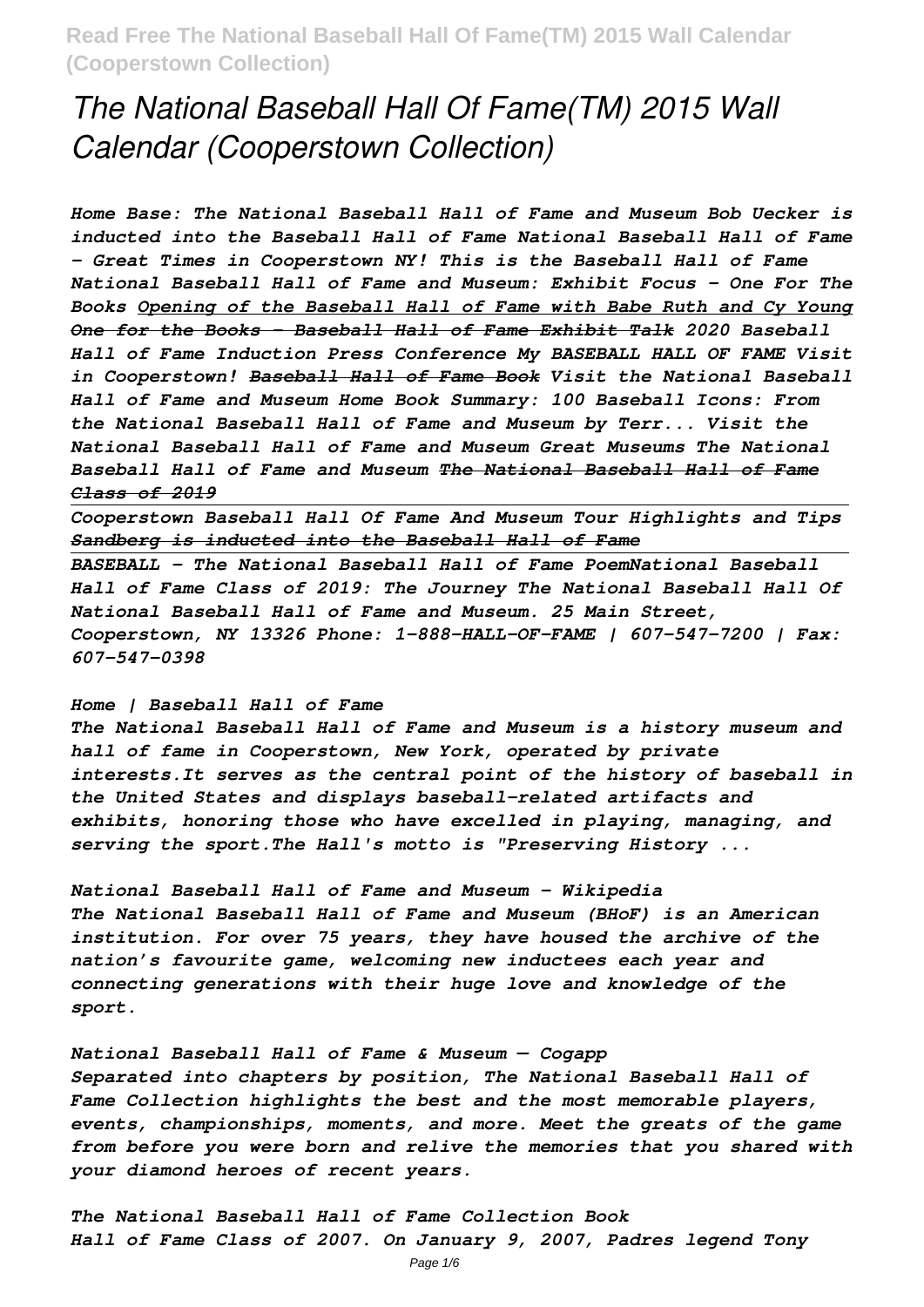# The National Baseball Hall Of Fame(TM) 2015 Wall Calendar (Cooperstown Collection)

*Home Base: The National Baseball Hall of Fame and Museum Bob Uecker is inducted into the Baseball Hall of Fame National Baseball Hall of Fame - Great Times in Cooperstown NY! This is the Baseball Hall of Fame National Baseball Hall of Fame and Museum: Exhibit Focus - One For The Books Opening of the Baseball Hall of Fame with Babe Ruth and Cy Young One for the Books - Baseball Hall of Fame Exhibit Talk 2020 Baseball Hall of Fame Induction Press Conference My BASEBALL HALL OF FAME Visit in Cooperstown! Baseball Hall of Fame Book Visit the National Baseball Hall of Fame and Museum Home Book Summary: 100 Baseball Icons: From the National Baseball Hall of Fame and Museum by Terr... Visit the National Baseball Hall of Fame and Museum Great Museums The National Baseball Hall of Fame and Museum The National Baseball Hall of Fame Class of 2019*

*Cooperstown Baseball Hall Of Fame And Museum Tour Highlights and Tips Sandberg is inducted into the Baseball Hall of Fame*

*BASEBALL - The National Baseball Hall of Fame PoemNational Baseball Hall of Fame Class of 2019: The Journey The National Baseball Hall Of National Baseball Hall of Fame and Museum. 25 Main Street, Cooperstown, NY 13326 Phone: 1-888-HALL-OF-FAME | 607-547-7200 | Fax: 607-547-0398*

*Home | Baseball Hall of Fame*

*The National Baseball Hall of Fame and Museum is a history museum and hall of fame in Cooperstown, New York, operated by private interests.It serves as the central point of the history of baseball in the United States and displays baseball-related artifacts and exhibits, honoring those who have excelled in playing, managing, and serving the sport.The Hall's motto is "Preserving History ...*

*National Baseball Hall of Fame and Museum - Wikipedia*

*The National Baseball Hall of Fame and Museum (BHoF) is an American institution. For over 75 years, they have housed the archive of the nation's favourite game, welcoming new inductees each year and connecting generations with their huge love and knowledge of the sport.*

*National Baseball Hall of Fame & Museum — Cogapp*

*Separated into chapters by position, The National Baseball Hall of Fame Collection highlights the best and the most memorable players, events, championships, moments, and more. Meet the greats of the game from before you were born and relive the memories that you shared with your diamond heroes of recent years.*

*The National Baseball Hall of Fame Collection Book*

*Hall of Fame Class of 2007. On January 9, 2007, Padres legend Tony*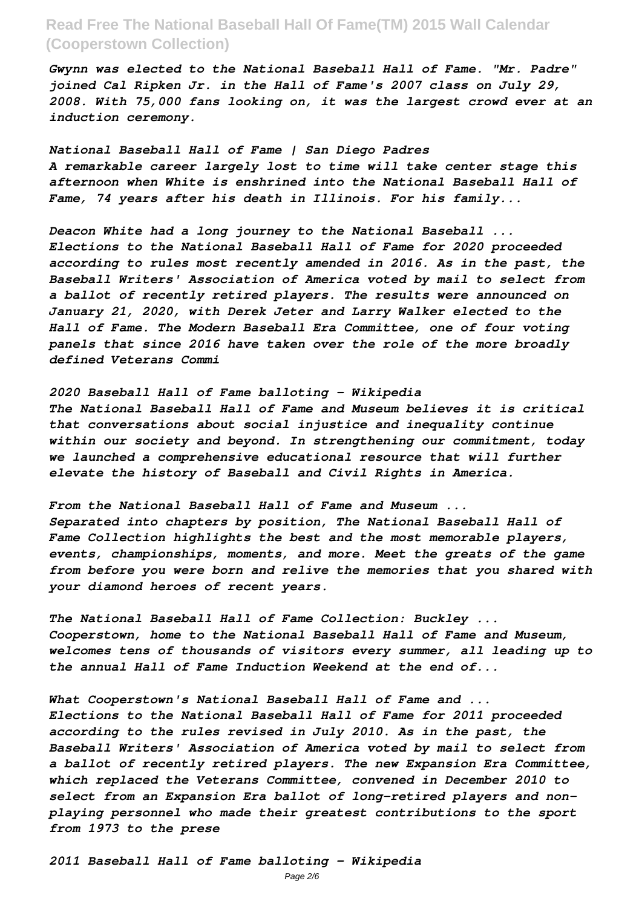*Gwynn was elected to the National Baseball Hall of Fame. "Mr. Padre" joined Cal Ripken Jr. in the Hall of Fame's 2007 class on July 29, 2008. With 75,000 fans looking on, it was the largest crowd ever at an induction ceremony.*

*National Baseball Hall of Fame | San Diego Padres*
***A remarkable career largely lost to time will take center stage this afternoon when White is enshrined into the National Baseball Hall of Fame, 74 years after his death in Illinois. For his family...***

*Deacon White had a long journey to the National Baseball ...*
***Elections to the National Baseball Hall of Fame for 2020 proceeded according to rules most recently amended in 2016. As in the past, the Baseball Writers' Association of America voted by mail to select from a ballot of recently retired players. The results were announced on January 21, 2020, with Derek Jeter and Larry Walker elected to the Hall of Fame. The Modern Baseball Era Committee, one of four voting panels that since 2016 have taken over the role of the more broadly defined Veterans Commi***

*2020 Baseball Hall of Fame balloting - Wikipedia*
***The National Baseball Hall of Fame and Museum believes it is critical that conversations about social injustice and inequality continue within our society and beyond. In strengthening our commitment, today we launched a comprehensive educational resource that will further elevate the history of Baseball and Civil Rights in America.***

*From the National Baseball Hall of Fame and Museum ...*
***Separated into chapters by position, The National Baseball Hall of Fame Collection highlights the best and the most memorable players, events, championships, moments, and more. Meet the greats of the game from before you were born and relive the memories that you shared with your diamond heroes of recent years.***

*The National Baseball Hall of Fame Collection: Buckley ...*
***Cooperstown, home to the National Baseball Hall of Fame and Museum, welcomes tens of thousands of visitors every summer, all leading up to the annual Hall of Fame Induction Weekend at the end of...***

*What Cooperstown's National Baseball Hall of Fame and ...*
***Elections to the National Baseball Hall of Fame for 2011 proceeded according to the rules revised in July 2010. As in the past, the Baseball Writers' Association of America voted by mail to select from a ballot of recently retired players. The new Expansion Era Committee, which replaced the Veterans Committee, convened in December 2010 to select from an Expansion Era ballot of long-retired players and non-playing personnel who made their greatest contributions to the sport from 1973 to the prese***

*2011 Baseball Hall of Fame balloting - Wikipedia*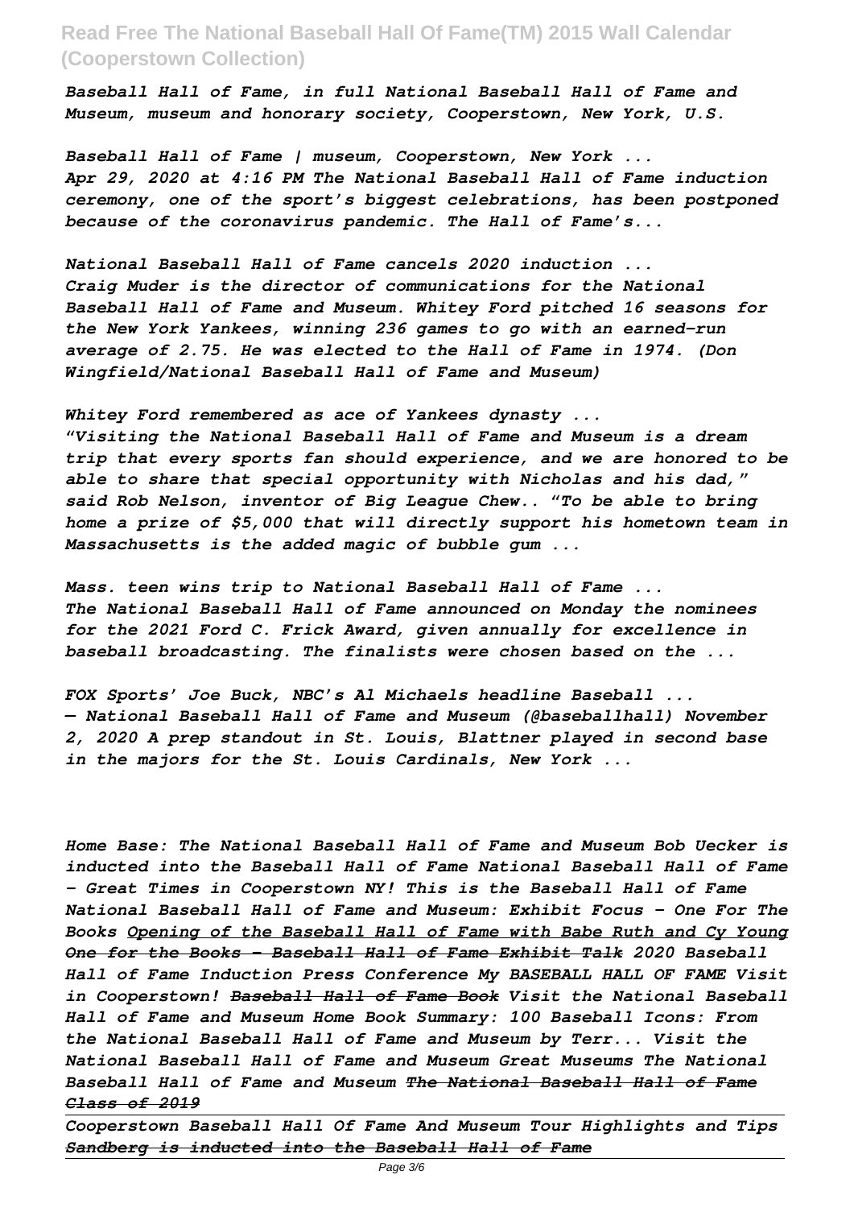*Baseball Hall of Fame, in full National Baseball Hall of Fame and Museum, museum and honorary society, Cooperstown, New York, U.S.*

*Baseball Hall of Fame | museum, Cooperstown, New York ...*
*Apr 29, 2020 at 4:16 PM The National Baseball Hall of Fame induction ceremony, one of the sport's biggest celebrations, has been postponed because of the coronavirus pandemic. The Hall of Fame's...*

*National Baseball Hall of Fame cancels 2020 induction ...*
*Craig Muder is the director of communications for the National Baseball Hall of Fame and Museum. Whitey Ford pitched 16 seasons for the New York Yankees, winning 236 games to go with an earned-run average of 2.75. He was elected to the Hall of Fame in 1974. (Don Wingfield/National Baseball Hall of Fame and Museum)*

*Whitey Ford remembered as ace of Yankees dynasty ...*
*"Visiting the National Baseball Hall of Fame and Museum is a dream trip that every sports fan should experience, and we are honored to be able to share that special opportunity with Nicholas and his dad," said Rob Nelson, inventor of Big League Chew.. "To be able to bring home a prize of $5,000 that will directly support his hometown team in Massachusetts is the added magic of bubble gum ...*

*Mass. teen wins trip to National Baseball Hall of Fame ...*
*The National Baseball Hall of Fame announced on Monday the nominees for the 2021 Ford C. Frick Award, given annually for excellence in baseball broadcasting. The finalists were chosen based on the ...*

*FOX Sports' Joe Buck, NBC's Al Michaels headline Baseball ...*
*— National Baseball Hall of Fame and Museum (@baseballhall) November 2, 2020 A prep standout in St. Louis, Blattner played in second base in the majors for the St. Louis Cardinals, New York ...*

*Home Base: The National Baseball Hall of Fame and Museum Bob Uecker is inducted into the Baseball Hall of Fame National Baseball Hall of Fame - Great Times in Cooperstown NY! This is the Baseball Hall of Fame National Baseball Hall of Fame and Museum: Exhibit Focus - One For The Books* ~~*Opening of the Baseball Hall of Fame with Babe Ruth and Cy Young*~~ ~~*One for the Books - Baseball Hall of Fame Exhibit Talk*~~ *2020 Baseball Hall of Fame Induction Press Conference My BASEBALL HALL OF FAME Visit in Cooperstown!* ~~*Baseball Hall of Fame Book*~~ *Visit the National Baseball Hall of Fame and Museum Home Book Summary: 100 Baseball Icons: From the National Baseball Hall of Fame and Museum by Terr... Visit the National Baseball Hall of Fame and Museum Great Museums The National Baseball Hall of Fame and Museum* ~~*The National Baseball Hall of Fame Class of 2019*~~

*Cooperstown Baseball Hall Of Fame And Museum Tour Highlights and Tips* ~~*Sandberg is inducted into the Baseball Hall of Fame*~~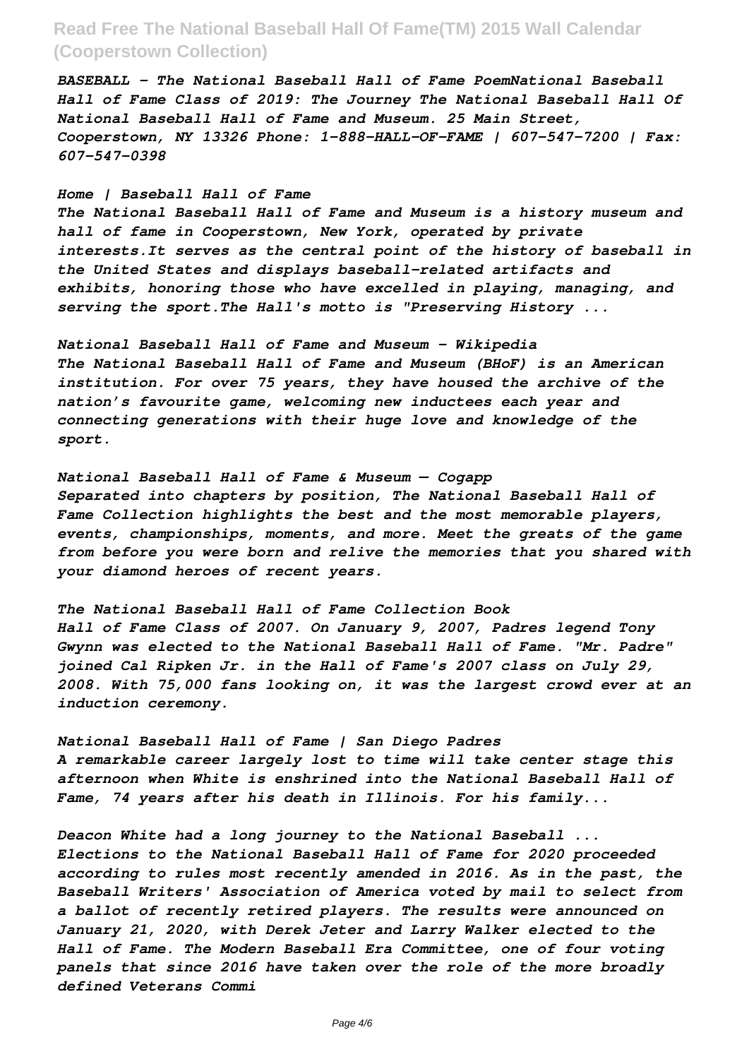*BASEBALL - The National Baseball Hall of Fame PoemNational Baseball Hall of Fame Class of 2019: The Journey The National Baseball Hall Of National Baseball Hall of Fame and Museum. 25 Main Street, Cooperstown, NY 13326 Phone: 1-888-HALL-OF-FAME | 607-547-7200 | Fax: 607-547-0398*

*Home | Baseball Hall of Fame*
*The National Baseball Hall of Fame and Museum is a history museum and hall of fame in Cooperstown, New York, operated by private interests.It serves as the central point of the history of baseball in the United States and displays baseball-related artifacts and exhibits, honoring those who have excelled in playing, managing, and serving the sport.The Hall's motto is "Preserving History ...*

*National Baseball Hall of Fame and Museum - Wikipedia*
*The National Baseball Hall of Fame and Museum (BHoF) is an American institution. For over 75 years, they have housed the archive of the nation's favourite game, welcoming new inductees each year and connecting generations with their huge love and knowledge of the sport.*

*National Baseball Hall of Fame & Museum — Cogapp*
*Separated into chapters by position, The National Baseball Hall of Fame Collection highlights the best and the most memorable players, events, championships, moments, and more. Meet the greats of the game from before you were born and relive the memories that you shared with your diamond heroes of recent years.*

*The National Baseball Hall of Fame Collection Book*
*Hall of Fame Class of 2007. On January 9, 2007, Padres legend Tony Gwynn was elected to the National Baseball Hall of Fame. "Mr. Padre" joined Cal Ripken Jr. in the Hall of Fame's 2007 class on July 29, 2008. With 75,000 fans looking on, it was the largest crowd ever at an induction ceremony.*

*National Baseball Hall of Fame | San Diego Padres*
*A remarkable career largely lost to time will take center stage this afternoon when White is enshrined into the National Baseball Hall of Fame, 74 years after his death in Illinois. For his family...*

*Deacon White had a long journey to the National Baseball ...*
*Elections to the National Baseball Hall of Fame for 2020 proceeded according to rules most recently amended in 2016. As in the past, the Baseball Writers' Association of America voted by mail to select from a ballot of recently retired players. The results were announced on January 21, 2020, with Derek Jeter and Larry Walker elected to the Hall of Fame. The Modern Baseball Era Committee, one of four voting panels that since 2016 have taken over the role of the more broadly defined Veterans Commi*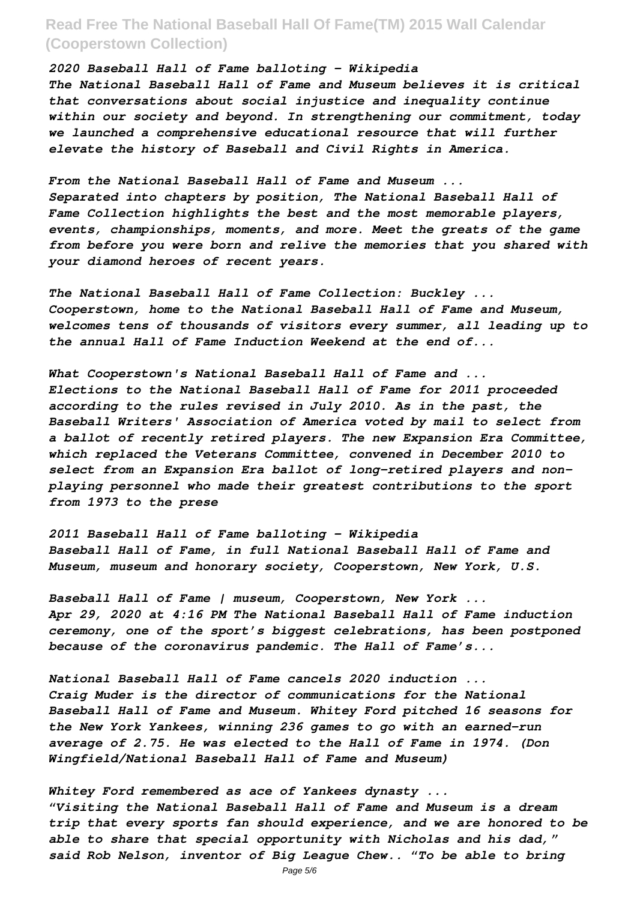*2020 Baseball Hall of Fame balloting - Wikipedia*
*The National Baseball Hall of Fame and Museum believes it is critical that conversations about social injustice and inequality continue within our society and beyond. In strengthening our commitment, today we launched a comprehensive educational resource that will further elevate the history of Baseball and Civil Rights in America.*

*From the National Baseball Hall of Fame and Museum ...*
*Separated into chapters by position, The National Baseball Hall of Fame Collection highlights the best and the most memorable players, events, championships, moments, and more. Meet the greats of the game from before you were born and relive the memories that you shared with your diamond heroes of recent years.*

*The National Baseball Hall of Fame Collection: Buckley ...*
*Cooperstown, home to the National Baseball Hall of Fame and Museum, welcomes tens of thousands of visitors every summer, all leading up to the annual Hall of Fame Induction Weekend at the end of...*

*What Cooperstown's National Baseball Hall of Fame and ...*
*Elections to the National Baseball Hall of Fame for 2011 proceeded according to the rules revised in July 2010. As in the past, the Baseball Writers' Association of America voted by mail to select from a ballot of recently retired players. The new Expansion Era Committee, which replaced the Veterans Committee, convened in December 2010 to select from an Expansion Era ballot of long-retired players and non-playing personnel who made their greatest contributions to the sport from 1973 to the prese*

*2011 Baseball Hall of Fame balloting - Wikipedia*
*Baseball Hall of Fame, in full National Baseball Hall of Fame and Museum, museum and honorary society, Cooperstown, New York, U.S.*

*Baseball Hall of Fame | museum, Cooperstown, New York ...*
*Apr 29, 2020 at 4:16 PM The National Baseball Hall of Fame induction ceremony, one of the sport's biggest celebrations, has been postponed because of the coronavirus pandemic. The Hall of Fame's...*

*National Baseball Hall of Fame cancels 2020 induction ...*
*Craig Muder is the director of communications for the National Baseball Hall of Fame and Museum. Whitey Ford pitched 16 seasons for the New York Yankees, winning 236 games to go with an earned-run average of 2.75. He was elected to the Hall of Fame in 1974. (Don Wingfield/National Baseball Hall of Fame and Museum)*

*Whitey Ford remembered as ace of Yankees dynasty ...*
*"Visiting the National Baseball Hall of Fame and Museum is a dream trip that every sports fan should experience, and we are honored to be able to share that special opportunity with Nicholas and his dad," said Rob Nelson, inventor of Big League Chew.. "To be able to bring*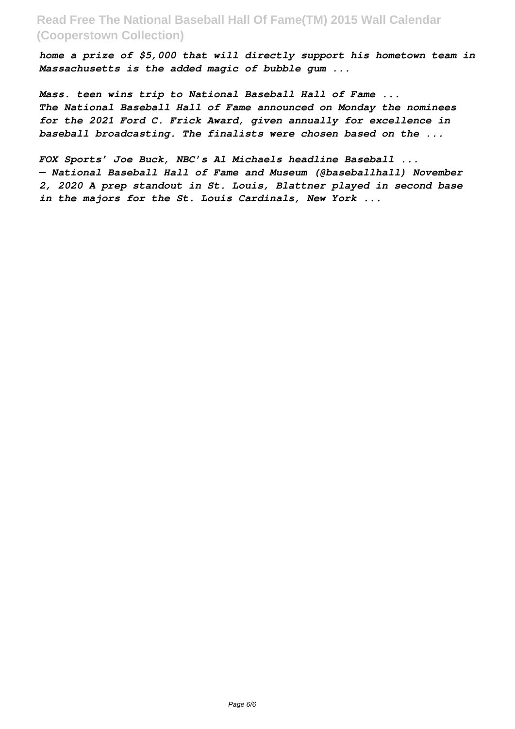*home a prize of $5,000 that will directly support his hometown team in Massachusetts is the added magic of bubble gum ...*

*Mass. teen wins trip to National Baseball Hall of Fame ...*
*The National Baseball Hall of Fame announced on Monday the nominees for the 2021 Ford C. Frick Award, given annually for excellence in baseball broadcasting. The finalists were chosen based on the ...*

*FOX Sports' Joe Buck, NBC's Al Michaels headline Baseball ...*
*— National Baseball Hall of Fame and Museum (@baseballhall) November 2, 2020 A prep standout in St. Louis, Blattner played in second base in the majors for the St. Louis Cardinals, New York ...*